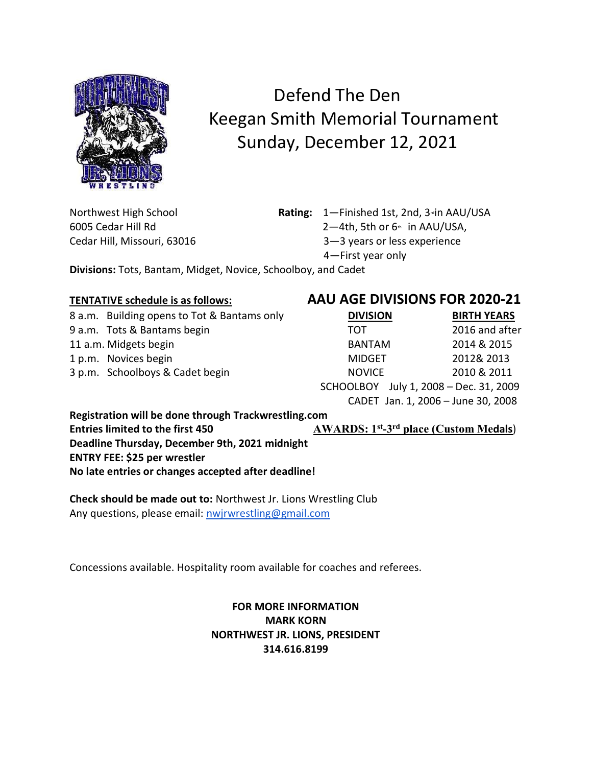# Defend The Den
# Keegan Smith Memorial Tournament
# Sunday, December 12, 2021

Northwest High School
6005 Cedar Hill Rd
Cedar Hill, Missouri, 63016

**Rating:**
1—Finished 1st, 2nd, 3rd in AAU/USA
2—4th, 5th or 6th in AAU/USA,
3—3 years or less experience
4—First year only

**Divisions:** Tots, Bantam, Midget, Novice, Schoolboy, and Cadet

**TENTATIVE schedule is as follows:**

8 a.m. Building opens to Tot & Bantams only
9 a.m. Tots & Bantams begin
11 a.m. Midgets begin
1 p.m. Novices begin
3 p.m. Schoolboys & Cadet begin

## AAU AGE DIVISIONS FOR 2020-21

| DIVISION | BIRTH YEARS |
|---|---|
| TOT | 2016 and after |
| BANTAM | 2014 & 2015 |
| MIDGET | 2012& 2013 |
| NOVICE | 2010 & 2011 |
| SCHOOLBOY | July 1, 2008 – Dec. 31, 2009 |
| CADET | Jan. 1, 2006 – June 30, 2008 |

**Registration will be done through Trackwrestling.com**
**Entries limited to the first 450**
**AWARDS: 1st-3rd place (Custom Medals)**
**Deadline Thursday, December 9th, 2021 midnight**
**ENTRY FEE: $25 per wrestler**
**No late entries or changes accepted after deadline!**

**Check should be made out to:** Northwest Jr. Lions Wrestling Club
Any questions, please email: nwjrwrestling@gmail.com

Concessions available. Hospitality room available for coaches and referees.

**FOR MORE INFORMATION**
**MARK KORN**
**NORTHWEST JR. LIONS, PRESIDENT**
**314.616.8199**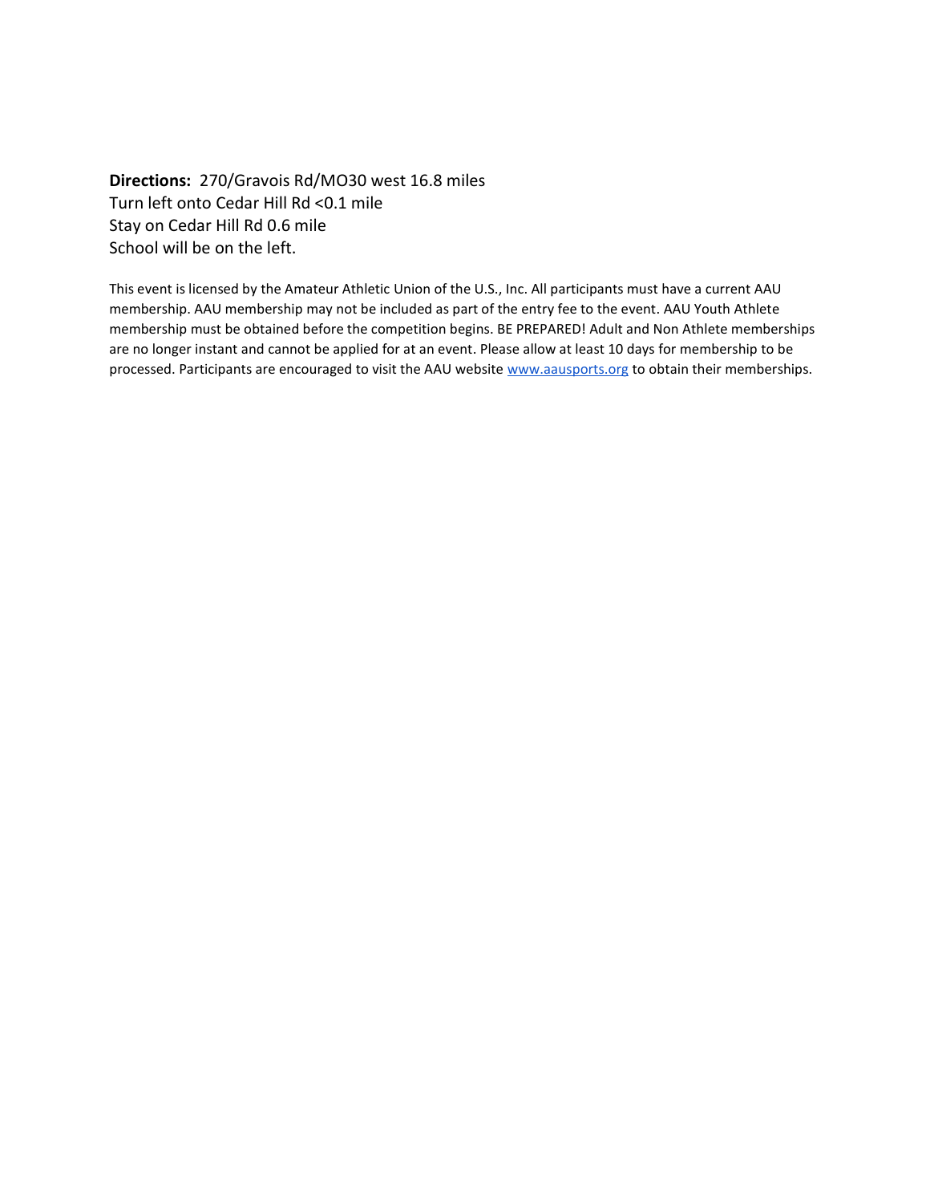**Directions:** 270/Gravois Rd/MO30 west 16.8 miles
Turn left onto Cedar Hill Rd <0.1 mile
Stay on Cedar Hill Rd 0.6 mile
School will be on the left.

This event is licensed by the Amateur Athletic Union of the U.S., Inc. All participants must have a current AAU membership. AAU membership may not be included as part of the entry fee to the event. AAU Youth Athlete membership must be obtained before the competition begins. BE PREPARED! Adult and Non Athlete memberships are no longer instant and cannot be applied for at an event. Please allow at least 10 days for membership to be processed. Participants are encouraged to visit the AAU website [www.aausports.org](http://www.aausports.org) to obtain their memberships.